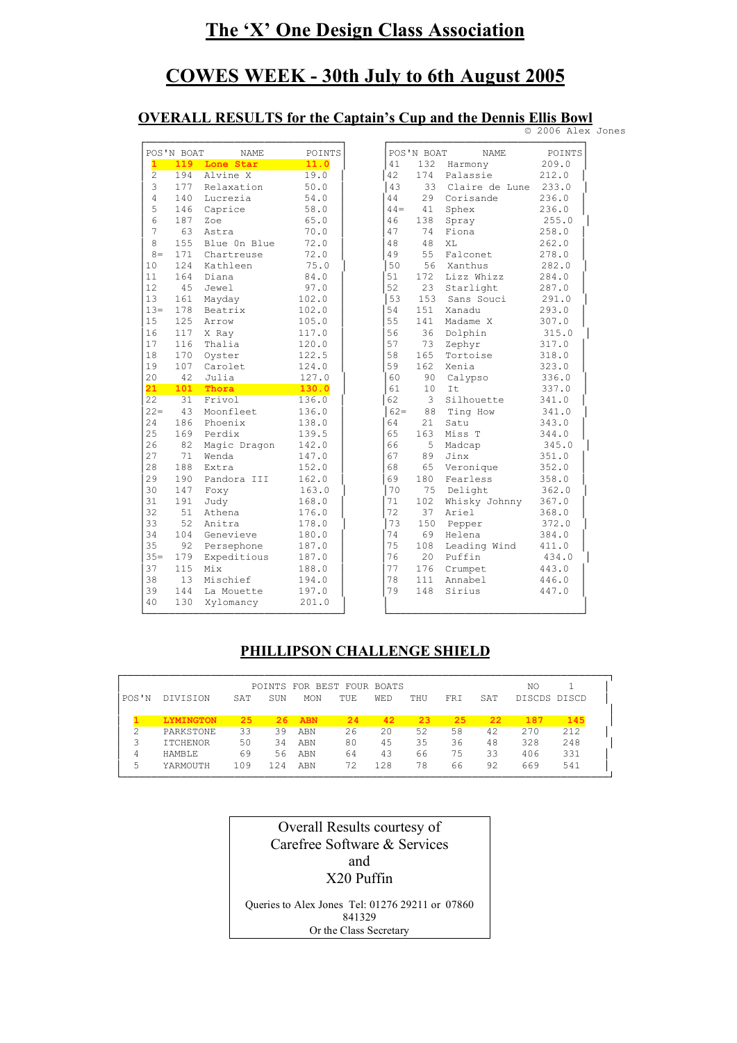# The 'X' One Design Class Association

# COWES WEEK - 30th July to 6th August 2005

## OVERALL RESULTS for the Captain's Cup and the Dennis Ellis Bowl

© 2006 Alex Jones

| POS'N | BOAT | NAME | POINTS |
|---|---|---|---|
| 1 | 119 | Lone Star | 11.0 |
| 2 | 194 | Alvine X | 19.0 |
| 3 | 177 | Relaxation | 50.0 |
| 4 | 140 | Lucrezia | 54.0 |
| 5 | 146 | Caprice | 58.0 |
| 6 | 187 | Zoe | 65.0 |
| 7 | 63 | Astra | 70.0 |
| 8 | 155 | Blue On Blue | 72.0 |
| 8= | 171 | Chartreuse | 72.0 |
| 10 | 124 | Kathleen | 75.0 |
| 11 | 164 | Diana | 84.0 |
| 12 | 45 | Jewel | 97.0 |
| 13 | 161 | Mayday | 102.0 |
| 13= | 178 | Beatrix | 102.0 |
| 15 | 125 | Arrow | 105.0 |
| 16 | 117 | X Ray | 117.0 |
| 17 | 116 | Thalia | 120.0 |
| 18 | 170 | Oyster | 122.5 |
| 19 | 107 | Carolet | 124.0 |
| 20 | 42 | Julia | 127.0 |
| 21 | 101 | Thora | 130.0 |
| 22 | 31 | Frivol | 136.0 |
| 22= | 43 | Moonfleet | 136.0 |
| 24 | 186 | Phoenix | 138.0 |
| 25 | 169 | Perdix | 139.5 |
| 26 | 82 | Magic Dragon | 142.0 |
| 27 | 71 | Wenda | 147.0 |
| 28 | 188 | Extra | 152.0 |
| 29 | 190 | Pandora III | 162.0 |
| 30 | 147 | Foxy | 163.0 |
| 31 | 191 | Judy | 168.0 |
| 32 | 51 | Athena | 176.0 |
| 33 | 52 | Anitra | 178.0 |
| 34 | 104 | Genevieve | 180.0 |
| 35 | 92 | Persephone | 187.0 |
| 35= | 179 | Expeditious | 187.0 |
| 37 | 115 | Mix | 188.0 |
| 38 | 13 | Mischief | 194.0 |
| 39 | 144 | La Mouette | 197.0 |
| 40 | 130 | Xylomancy | 201.0 |
| 41 | 132 | Harmony | 209.0 |
| 42 | 174 | Palassie | 212.0 |
| 43 | 33 | Claire de Lune | 233.0 |
| 44 | 29 | Corisande | 236.0 |
| 44= | 41 | Sphex | 236.0 |
| 46 | 138 | Spray | 255.0 |
| 47 | 74 | Fiona | 258.0 |
| 48 | 48 | XL | 262.0 |
| 49 | 55 | Falconet | 278.0 |
| 50 | 56 | Xanthus | 282.0 |
| 51 | 172 | Lizz Whizz | 284.0 |
| 52 | 23 | Starlight | 287.0 |
| 53 | 153 | Sans Souci | 291.0 |
| 54 | 151 | Xanadu | 293.0 |
| 55 | 141 | Madame X | 307.0 |
| 56 | 36 | Dolphin | 315.0 |
| 57 | 73 | Zephyr | 317.0 |
| 58 | 165 | Tortoise | 318.0 |
| 59 | 162 | Xenia | 323.0 |
| 60 | 90 | Calypso | 336.0 |
| 61 | 10 | It | 337.0 |
| 62 | 3 | Silhouette | 341.0 |
| 62= | 88 | Ting How | 341.0 |
| 64 | 21 | Satu | 343.0 |
| 65 | 163 | Miss T | 344.0 |
| 66 | 5 | Madcap | 345.0 |
| 67 | 89 | Jinx | 351.0 |
| 68 | 65 | Veronique | 352.0 |
| 69 | 180 | Fearless | 358.0 |
| 70 | 75 | Delight | 362.0 |
| 71 | 102 | Whisky Johnny | 367.0 |
| 72 | 37 | Ariel | 368.0 |
| 73 | 150 | Pepper | 372.0 |
| 74 | 69 | Helena | 384.0 |
| 75 | 108 | Leading Wind | 411.0 |
| 76 | 20 | Puffin | 434.0 |
| 77 | 176 | Crumpet | 443.0 |
| 78 | 111 | Annabel | 446.0 |
| 79 | 148 | Sirius | 447.0 |

## PHILLIPSON CHALLENGE SHIELD

| POS'N | DIVISION | SAT | SUN | MON | TUE | WED | THU | FRI | SAT | NO DISCDS | 1 DISCD |
|---|---|---|---|---|---|---|---|---|---|---|---|
| | | POINTS FOR BEST FOUR BOATS | | | | | | | | | |
| 1 | LYMINGTON | 25 | 26 | ABN | 24 | 42 | 23 | 25 | 22 | 187 | 145 |
| 2 | PARKSTONE | 33 | 39 | ABN | 26 | 20 | 52 | 58 | 42 | 270 | 212 |
| 3 | ITCHENOR | 50 | 34 | ABN | 80 | 45 | 35 | 36 | 48 | 328 | 248 |
| 4 | HAMBLE | 69 | 56 | ABN | 64 | 43 | 66 | 75 | 33 | 406 | 331 |
| 5 | YARMOUTH | 109 | 124 | ABN | 72 | 128 | 78 | 66 | 92 | 669 | 541 |

Overall Results courtesy of
Carefree Software & Services
and
X20 Puffin

Queries to Alex Jones Tel: 01276 29211 or 07860 841329
Or the Class Secretary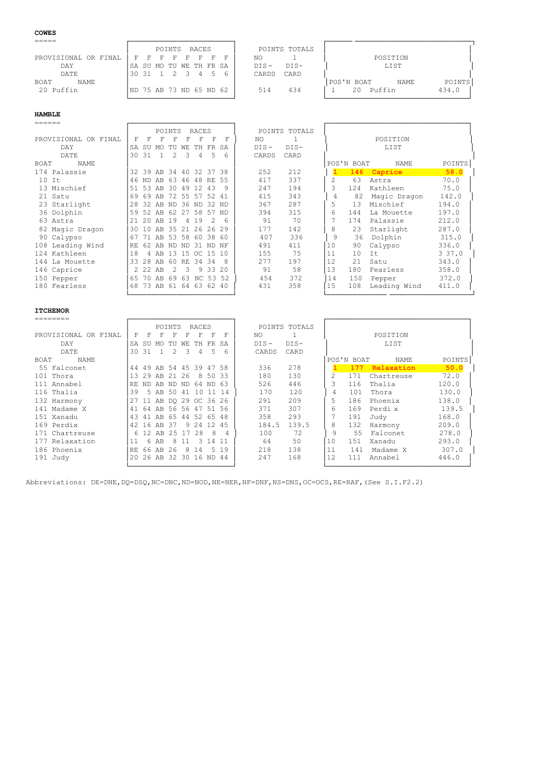## COWES

| BOAT | NAME | SA 30 | SU 31 | MO 1 | TU 2 | WE 3 | TH 4 | FR 5 | SA 6 | POINTS NO DIS-CARDS | TOTALS 1 DIS-CARD |
|---|---|---|---|---|---|---|---|---|---|---|---|
| PROVISIONAL OR FINAL | | F | F | F | F | F | F | F | F | | |
| 20 | Puffin | ND | 75 | AB | 73 | ND | 65 | ND | 62 | 514 | 434 |

**POSITION LIST**

| POS'N | BOAT | NAME | POINTS |
|---|---|---|---|
| 1 | 20 | Puffin | 434.0 |

## HAMBLE

| BOAT | NAME | SA 30 | SU 31 | MO 1 | TU 2 | WE 3 | TH 4 | FR 5 | SA 6 | POINTS NO DIS-CARDS | TOTALS 1 DIS-CARD |
|---|---|---|---|---|---|---|---|---|---|---|---|
| PROVISIONAL OR FINAL | | F | F | F | F | F | F | F | F | | |
| 174 | Palassie | 32 | 39 | AB | 34 | 40 | 32 | 37 | 38 | 252 | 212 |
| 10 | It | 46 | ND | AB | 63 | 46 | 48 | RE | 55 | 417 | 337 |
| 13 | Mischief | 51 | 53 | AB | 30 | 49 | 12 | 43 | 9 | 247 | 194 |
| 21 | Satu | 69 | 69 | AB | 72 | 55 | 57 | 52 | 41 | 415 | 343 |
| 23 | Starlight | 28 | 32 | AB | ND | 36 | ND | 32 | ND | 367 | 287 |
| 36 | Dolphin | 59 | 52 | AB | 62 | 27 | 58 | 57 | ND | 394 | 315 |
| 63 | Astra | 21 | 20 | AB | 19 | 4 | 19 | 2 | 6 | 91 | 70 |
| 82 | Magic Dragon | 30 | 10 | AB | 35 | 21 | 26 | 26 | 29 | 177 | 142 |
| 90 | Calypso | 67 | 71 | AB | 53 | 58 | 60 | 38 | 60 | 407 | 336 |
| 108 | Leading Wind | RE | 62 | AB | ND | ND | 31 | ND | NF | 491 | 411 |
| 124 | Kathleen | 18 | 4 | AB | 13 | 15 | OC | 15 | 10 | 155 | 75 |
| 144 | La Mouette | 33 | 28 | AB | 60 | RE | 34 | 34 | 8 | 277 | 197 |
| 146 | Caprice | 2 | 22 | AB | 2 | 3 | 9 | 33 | 20 | 91 | 58 |
| 150 | Pepper | 65 | 70 | AB | 69 | 63 | NC | 53 | 52 | 454 | 372 |
| 180 | Fearless | 68 | 73 | AB | 61 | 64 | 63 | 62 | 40 | 431 | 358 |

**POSITION LIST**

| POS'N | BOAT | NAME | POINTS |
|---|---|---|---|
| 1 | 146 | Caprice | 58.0 |
| 2 | 63 | Astra | 70.0 |
| 3 | 124 | Kathleen | 75.0 |
| 4 | 82 | Magic Dragon | 142.0 |
| 5 | 13 | Mischief | 194.0 |
| 6 | 144 | La Mouette | 197.0 |
| 7 | 174 | Palassie | 212.0 |
| 8 | 23 | Starlight | 287.0 |
| 9 | 36 | Dolphin | 315.0 |
| 10 | 90 | Calypso | 336.0 |
| 11 | 10 | It | 3 37.0 |
| 12 | 21 | Satu | 343.0 |
| 13 | 180 | Fearless | 358.0 |
| 14 | 150 | Pepper | 372.0 |
| 15 | 108 | Leading Wind | 411.0 |

## ITCHENOR

| BOAT | NAME | SA 30 | SU 31 | MO 1 | TU 2 | WE 3 | TH 4 | FR 5 | SA 6 | POINTS NO DIS-CARDS | TOTALS 1 DIS-CARD |
|---|---|---|---|---|---|---|---|---|---|---|---|
| PROVISIONAL OR FINAL | | F | F | F | F | F | F | F | F | | |
| 55 | Falconet | 44 | 49 | AB | 54 | 45 | 39 | 47 | 58 | 336 | 278 |
| 101 | Thora | 13 | 29 | AB | 21 | 26 | 8 | 50 | 33 | 180 | 130 |
| 111 | Annabel | RE | ND | AB | ND | ND | 64 | ND | 63 | 526 | 446 |
| 116 | Thalia | 39 | 5 | AB | 50 | 41 | 10 | 11 | 14 | 170 | 120 |
| 132 | Harmony | 27 | 11 | AB | DQ | 29 | OC | 36 | 26 | 291 | 209 |
| 141 | Madame X | 41 | 64 | AB | 56 | 56 | 47 | 51 | 56 | 371 | 307 |
| 151 | Xanadu | 43 | 41 | AB | 65 | 44 | 52 | 65 | 48 | 358 | 293 |
| 169 | Perdix | 42 | 16 | AB | 37 | 9 | 24 | 12 | 45 | 184.5 | 139.5 |
| 171 | Chartreuse | 6 | 12 | AB | 25 | 17 | 28 | 8 | 4 | 100 | 72 |
| 177 | Relaxation | 11 | 6 | AB | 8 | 11 | 3 | 14 | 11 | 64 | 50 |
| 186 | Phoenix | RE | 66 | AB | 26 | 8 | 14 | 5 | 19 | 218 | 138 |
| 191 | Judy | 20 | 26 | AB | 32 | 30 | 16 | ND | 44 | 247 | 168 |

**POSITION LIST**

| POS'N | BOAT | NAME | POINTS |
|---|---|---|---|
| 1 | 177 | Relaxation | 50.0 |
| 2 | 171 | Chartreuse | 72.0 |
| 3 | 116 | Thalia | 120.0 |
| 4 | 101 | Thora | 130.0 |
| 5 | 186 | Phoenix | 138.0 |
| 6 | 169 | Perdi x | 139.5 |
| 7 | 191 | Judy | 168.0 |
| 8 | 132 | Harmony | 209.0 |
| 9 | 55 | Falconet | 278.0 |
| 10 | 151 | Xanadu | 293.0 |
| 11 | 141 | Madame X | 307.0 |
| 12 | 111 | Annabel | 446.0 |

Abbreviations: DE=DNE, DQ=DSQ, NC=DNC, ND=NOD, NE=NER, NF=DNF, NS=DNS, OC=OCS, RE=RAF, (See S.I.F2.2)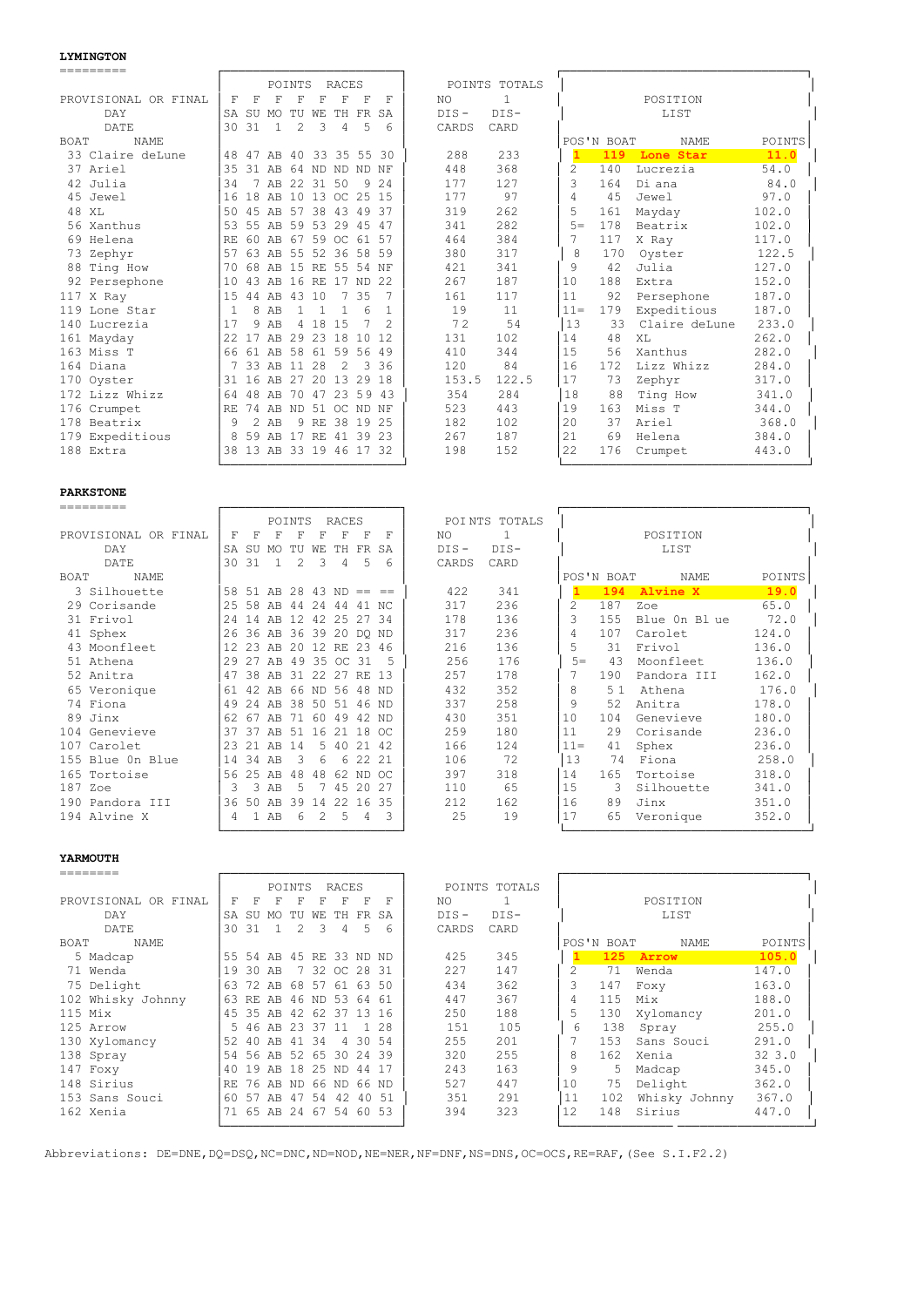## LYMINGTON

| BOAT | NAME | SA 30 | SU 31 | MO 1 | TU 2 | WE 3 | TH 4 | FR 5 | SA 6 | NO DISCARDS | 1 DISCARD |
|---|---|---|---|---|---|---|---|---|---|---|---|
| PROVISIONAL OR FINAL | | F | F | F | F | F | F | F | F | | |
| 33 | Claire deLune | 48 | 47 | AB | 40 | 33 | 35 | 55 | 30 | 288 | 233 |
| 37 | Ariel | 35 | 31 | AB | 64 | ND | ND | ND | NF | 448 | 368 |
| 42 | Julia | 34 | 7 | AB | 22 | 31 | 50 | 9 | 24 | 177 | 127 |
| 45 | Jewel | 16 | 18 | AB | 10 | 13 | OC | 25 | 15 | 177 | 97 |
| 48 | XL | 50 | 45 | AB | 57 | 38 | 43 | 49 | 37 | 319 | 262 |
| 56 | Xanthus | 53 | 55 | AB | 59 | 53 | 29 | 45 | 47 | 341 | 282 |
| 69 | Helena | RE | 60 | AB | 67 | 59 | OC | 61 | 57 | 464 | 384 |
| 73 | Zephyr | 57 | 63 | AB | 55 | 52 | 36 | 58 | 59 | 380 | 317 |
| 88 | Ting How | 70 | 68 | AB | 15 | RE | 55 | 54 | NF | 421 | 341 |
| 92 | Persephone | 10 | 43 | AB | 16 | RE | 17 | ND | 22 | 267 | 187 |
| 117 | X Ray | 15 | 44 | AB | 43 | 10 | 7 | 35 | 7 | 161 | 117 |
| 119 | Lone Star | 1 | 8 | AB | 1 | 1 | 1 | 6 | 1 | 19 | 11 |
| 140 | Lucrezia | 17 | 9 | AB | 4 | 18 | 15 | 7 | 2 | 72 | 54 |
| 161 | Mayday | 22 | 17 | AB | 29 | 23 | 18 | 10 | 12 | 131 | 102 |
| 163 | Miss T | 66 | 61 | AB | 58 | 61 | 59 | 56 | 49 | 410 | 344 |
| 164 | Diana | 7 | 33 | AB | 11 | 28 | 2 | 3 | 36 | 120 | 84 |
| 170 | Oyster | 31 | 16 | AB | 27 | 20 | 13 | 29 | 18 | 153.5 | 122.5 |
| 172 | Lizz Whizz | 64 | 48 | AB | 70 | 47 | 23 | 59 | 43 | 354 | 284 |
| 176 | Crumpet | RE | 74 | AB | ND | 51 | OC | ND | NF | 523 | 443 |
| 178 | Beatrix | 9 | 2 | AB | 9 | RE | 38 | 19 | 25 | 182 | 102 |
| 179 | Expeditious | 8 | 59 | AB | 17 | RE | 41 | 39 | 23 | 267 | 187 |
| 188 | Extra | 38 | 13 | AB | 33 | 19 | 46 | 17 | 32 | 198 | 152 |

**POSITION LIST**

| POS'N | BOAT | NAME | POINTS |
|---|---|---|---|
| **1** | **119** | **Lone Star** | **11.0** |
| 2 | 140 | Lucrezia | 54.0 |
| 3 | 164 | Diana | 84.0 |
| 4 | 45 | Jewel | 97.0 |
| 5 | 161 | Mayday | 102.0 |
| 5= | 178 | Beatrix | 102.0 |
| 7 | 117 | X Ray | 117.0 |
| 8 | 170 | Oyster | 122.5 |
| 9 | 42 | Julia | 127.0 |
| 10 | 188 | Extra | 152.0 |
| 11 | 92 | Persephone | 187.0 |
| 11= | 179 | Expeditious | 187.0 |
| 13 | 33 | Claire deLune | 233.0 |
| 14 | 48 | XL | 262.0 |
| 15 | 56 | Xanthus | 282.0 |
| 16 | 172 | Lizz Whizz | 284.0 |
| 17 | 73 | Zephyr | 317.0 |
| 18 | 88 | Ting How | 341.0 |
| 19 | 163 | Miss T | 344.0 |
| 20 | 37 | Ariel | 368.0 |
| 21 | 69 | Helena | 384.0 |
| 22 | 176 | Crumpet | 443.0 |

## PARKSTONE

| BOAT | NAME | SA 30 | SU 31 | MO 1 | TU 2 | WE 3 | TH 4 | FR 5 | SA 6 | NO DISCARDS | 1 DISCARD |
|---|---|---|---|---|---|---|---|---|---|---|---|
| PROVISIONAL OR FINAL | | F | F | F | F | F | F | F | F | | |
| 3 | Silhouette | 58 | 51 | AB | 28 | 43 | ND | == | == | 422 | 341 |
| 29 | Corisande | 25 | 58 | AB | 44 | 24 | 44 | 41 | NC | 317 | 236 |
| 31 | Frivol | 24 | 14 | AB | 12 | 42 | 25 | 27 | 34 | 178 | 136 |
| 41 | Sphex | 26 | 36 | AB | 36 | 39 | 20 | DQ | ND | 317 | 236 |
| 43 | Moonfleet | 12 | 23 | AB | 20 | 12 | RE | 23 | 46 | 216 | 136 |
| 51 | Athena | 29 | 27 | AB | 49 | 35 | OC | 31 | 5 | 256 | 176 |
| 52 | Anitra | 47 | 38 | AB | 31 | 22 | 27 | RE | 13 | 257 | 178 |
| 65 | Veronique | 61 | 42 | AB | 66 | ND | 56 | 48 | ND | 432 | 352 |
| 74 | Fiona | 49 | 24 | AB | 38 | 50 | 51 | 46 | ND | 337 | 258 |
| 89 | Jinx | 62 | 67 | AB | 71 | 60 | 49 | 42 | ND | 430 | 351 |
| 104 | Genevieve | 37 | 37 | AB | 51 | 16 | 21 | 18 | OC | 259 | 180 |
| 107 | Carolet | 23 | 21 | AB | 14 | 5 | 40 | 21 | 42 | 166 | 124 |
| 155 | Blue On Blue | 14 | 34 | AB | 3 | 6 | 6 | 22 | 21 | 106 | 72 |
| 165 | Tortoise | 56 | 25 | AB | 48 | 48 | 62 | ND | OC | 397 | 318 |
| 187 | Zoe | 3 | 3 | AB | 5 | 7 | 45 | 20 | 27 | 110 | 65 |
| 190 | Pandora III | 36 | 50 | AB | 39 | 14 | 22 | 16 | 35 | 212 | 162 |
| 194 | Alvine X | 4 | 1 | AB | 6 | 2 | 5 | 4 | 3 | 25 | 19 |

**POSITION LIST**

| POS'N | BOAT | NAME | POINTS |
|---|---|---|---|
| **1** | **194** | **Alvine X** | **19.0** |
| 2 | 187 | Zoe | 65.0 |
| 3 | 155 | Blue On Blue | 72.0 |
| 4 | 107 | Carolet | 124.0 |
| 5 | 31 | Frivol | 136.0 |
| 5= | 43 | Moonfleet | 136.0 |
| 7 | 190 | Pandora III | 162.0 |
| 8 | 51 | Athena | 176.0 |
| 9 | 52 | Anitra | 178.0 |
| 10 | 104 | Genevieve | 180.0 |
| 11 | 29 | Corisande | 236.0 |
| 11= | 41 | Sphex | 236.0 |
| 13 | 74 | Fiona | 258.0 |
| 14 | 165 | Tortoise | 318.0 |
| 15 | 3 | Silhouette | 341.0 |
| 16 | 89 | Jinx | 351.0 |
| 17 | 65 | Veronique | 352.0 |

## YARMOUTH

| BOAT | NAME | SA 30 | SU 31 | MO 1 | TU 2 | WE 3 | TH 4 | FR 5 | SA 6 | NO DISCARDS | 1 DISCARD |
|---|---|---|---|---|---|---|---|---|---|---|---|
| PROVISIONAL OR FINAL | | F | F | F | F | F | F | F | F | | |
| 5 | Madcap | 55 | 54 | AB | 45 | RE | 33 | ND | ND | 425 | 345 |
| 71 | Wenda | 19 | 30 | AB | 7 | 32 | OC | 28 | 31 | 227 | 147 |
| 75 | Delight | 63 | 72 | AB | 68 | 57 | 61 | 63 | 50 | 434 | 362 |
| 102 | Whisky Johnny | 63 | RE | AB | 46 | ND | 53 | 64 | 61 | 447 | 367 |
| 115 | Mix | 45 | 35 | AB | 42 | 62 | 37 | 13 | 16 | 250 | 188 |
| 125 | Arrow | 5 | 46 | AB | 23 | 37 | 11 | 1 | 28 | 151 | 105 |
| 130 | Xylomancy | 52 | 40 | AB | 41 | 34 | 4 | 30 | 54 | 255 | 201 |
| 138 | Spray | 54 | 56 | AB | 52 | 65 | 30 | 24 | 39 | 320 | 255 |
| 147 | Foxy | 40 | 19 | AB | 18 | 25 | ND | 44 | 17 | 243 | 163 |
| 148 | Sirius | RE | 76 | AB | ND | 66 | ND | 66 | ND | 527 | 447 |
| 153 | Sans Souci | 60 | 57 | AB | 47 | 54 | 42 | 40 | 51 | 351 | 291 |
| 162 | Xenia | 71 | 65 | AB | 24 | 67 | 54 | 60 | 53 | 394 | 323 |

**POSITION LIST**

| POS'N | BOAT | NAME | POINTS |
|---|---|---|---|
| **1** | **125** | **Arrow** | **105.0** |
| 2 | 71 | Wenda | 147.0 |
| 3 | 147 | Foxy | 163.0 |
| 4 | 115 | Mix | 188.0 |
| 5 | 130 | Xylomancy | 201.0 |
| 6 | 138 | Spray | 255.0 |
| 7 | 153 | Sans Souci | 291.0 |
| 8 | 162 | Xenia | 323.0 |
| 9 | 5 | Madcap | 345.0 |
| 10 | 75 | Delight | 362.0 |
| 11 | 102 | Whisky Johnny | 367.0 |
| 12 | 148 | Sirius | 447.0 |

Abbreviations: DE=DNE, DQ=DSQ, NC=DNC, ND=NOD, NE=NER, NF=DNF, NS=DNS, OC=OCS, RE=RAF, (See S.I.F2.2)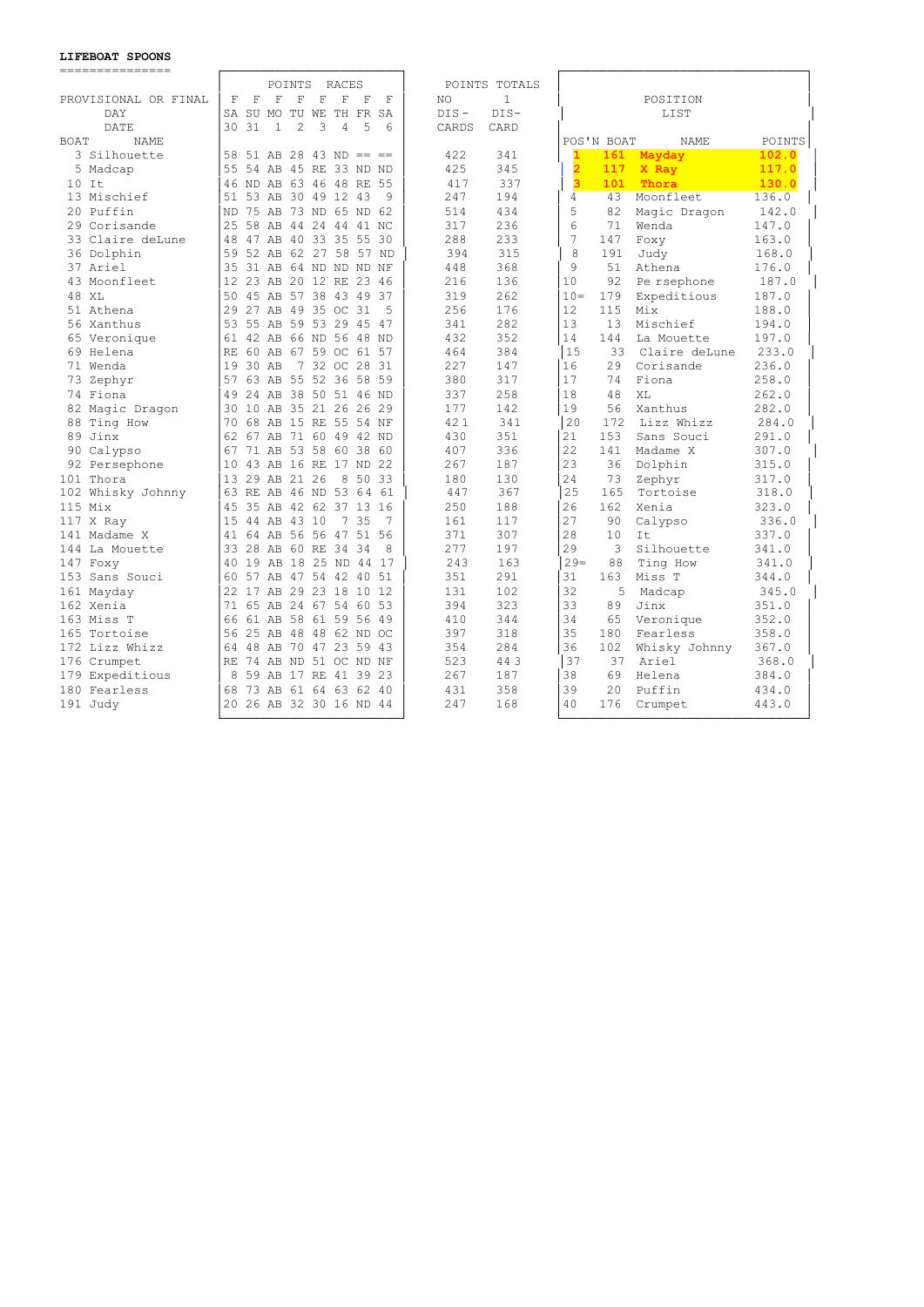**LIFEBOAT SPOONS**

| BOAT | NAME | F SA 30 | F SU 31 | F MO 1 | F TU 2 | F WE 3 | F TH 4 | F FR 5 | F SA 6 | NO DIS- CARDS | 1 DIS- CARD |
|---|---|---|---|---|---|---|---|---|---|---|---|
| 3 | Silhouette | 58 | 51 | AB | 28 | 43 | ND | == | == | 422 | 341 |
| 5 | Madcap | 55 | 54 | AB | 45 | RE | 33 | ND | ND | 425 | 345 |
| 10 | It | 46 | ND | AB | 63 | 46 | 48 | RE | 55 | 417 | 337 |
| 13 | Mischief | 51 | 53 | AB | 30 | 49 | 12 | 43 | 9 | 247 | 194 |
| 20 | Puffin | ND | 75 | AB | 73 | ND | 65 | ND | 62 | 514 | 434 |
| 29 | Corisande | 25 | 58 | AB | 44 | 24 | 44 | 41 | NC | 317 | 236 |
| 33 | Claire deLune | 48 | 47 | AB | 40 | 33 | 35 | 55 | 30 | 288 | 233 |
| 36 | Dolphin | 59 | 52 | AB | 62 | 27 | 58 | 57 | ND | 394 | 315 |
| 37 | Ariel | 35 | 31 | AB | 64 | ND | ND | ND | NF | 448 | 368 |
| 43 | Moonfleet | 12 | 23 | AB | 20 | 12 | RE | 23 | 46 | 216 | 136 |
| 48 | XL | 50 | 45 | AB | 57 | 38 | 43 | 49 | 37 | 319 | 262 |
| 51 | Athena | 29 | 27 | AB | 49 | 35 | OC | 31 | 5 | 256 | 176 |
| 56 | Xanthus | 53 | 55 | AB | 59 | 53 | 29 | 45 | 47 | 341 | 282 |
| 65 | Veronique | 61 | 42 | AB | 66 | ND | 56 | 48 | ND | 432 | 352 |
| 69 | Helena | RE | 60 | AB | 67 | 59 | OC | 61 | 57 | 464 | 384 |
| 71 | Wenda | 19 | 30 | AB | 7 | 32 | OC | 28 | 31 | 227 | 147 |
| 73 | Zephyr | 57 | 63 | AB | 55 | 52 | 36 | 58 | 59 | 380 | 317 |
| 74 | Fiona | 49 | 24 | AB | 38 | 50 | 51 | 46 | ND | 337 | 258 |
| 82 | Magic Dragon | 30 | 10 | AB | 35 | 21 | 26 | 26 | 29 | 177 | 142 |
| 88 | Ting How | 70 | 68 | AB | 15 | RE | 55 | 54 | NF | 421 | 341 |
| 89 | Jinx | 62 | 67 | AB | 71 | 60 | 49 | 42 | ND | 430 | 351 |
| 90 | Calypso | 67 | 71 | AB | 53 | 58 | 60 | 38 | 60 | 407 | 336 |
| 92 | Persephone | 10 | 43 | AB | 16 | RE | 17 | ND | 22 | 267 | 187 |
| 101 | Thora | 13 | 29 | AB | 21 | 26 | 8 | 50 | 33 | 180 | 130 |
| 102 | Whisky Johnny | 63 | RE | AB | 46 | ND | 53 | 64 | 61 | 447 | 367 |
| 115 | Mix | 45 | 35 | AB | 42 | 62 | 37 | 13 | 16 | 250 | 188 |
| 117 | X Ray | 15 | 44 | AB | 43 | 10 | 7 | 35 | 7 | 161 | 117 |
| 141 | Madame X | 41 | 64 | AB | 56 | 56 | 47 | 51 | 56 | 371 | 307 |
| 144 | La Mouette | 33 | 28 | AB | 60 | RE | 34 | 34 | 8 | 277 | 197 |
| 147 | Foxy | 40 | 19 | AB | 18 | 25 | ND | 44 | 17 | 243 | 163 |
| 153 | Sans Souci | 60 | 57 | AB | 47 | 54 | 42 | 40 | 51 | 351 | 291 |
| 161 | Mayday | 22 | 17 | AB | 29 | 23 | 18 | 10 | 12 | 131 | 102 |
| 162 | Xenia | 71 | 65 | AB | 24 | 67 | 54 | 60 | 53 | 394 | 323 |
| 163 | Miss T | 66 | 61 | AB | 58 | 61 | 59 | 56 | 49 | 410 | 344 |
| 165 | Tortoise | 56 | 25 | AB | 48 | 48 | 62 | ND | OC | 397 | 318 |
| 172 | Lizz Whizz | 64 | 48 | AB | 70 | 47 | 23 | 59 | 43 | 354 | 284 |
| 176 | Crumpet | RE | 74 | AB | ND | 51 | OC | ND | NF | 523 | 443 |
| 179 | Expeditious | 8 | 59 | AB | 17 | RE | 41 | 39 | 23 | 267 | 187 |
| 180 | Fearless | 68 | 73 | AB | 61 | 64 | 63 | 62 | 40 | 431 | 358 |
| 191 | Judy | 20 | 26 | AB | 32 | 30 | 16 | ND | 44 | 247 | 168 |

**POSITION LIST**

| POS'N | BOAT | NAME | POINTS |
|---|---|---|---|
| **1** | **161** | **Mayday** | **102.0** |
| **2** | **117** | **X Ray** | **117.0** |
| **3** | **101** | **Thora** | **130.0** |
| 4 | 43 | Moonfleet | 136.0 |
| 5 | 82 | Magic Dragon | 142.0 |
| 6 | 71 | Wenda | 147.0 |
| 7 | 147 | Foxy | 163.0 |
| 8 | 191 | Judy | 168.0 |
| 9 | 51 | Athena | 176.0 |
| 10 | 92 | Pe rsephone | 187.0 |
| 10= | 179 | Expeditious | 187.0 |
| 12 | 115 | Mix | 188.0 |
| 13 | 13 | Mischief | 194.0 |
| 14 | 144 | La Mouette | 197.0 |
| 15 | 33 | Claire deLune | 233.0 |
| 16 | 29 | Corisande | 236.0 |
| 17 | 74 | Fiona | 258.0 |
| 18 | 48 | XL | 262.0 |
| 19 | 56 | Xanthus | 282.0 |
| 20 | 172 | Lizz Whizz | 284.0 |
| 21 | 153 | Sans Souci | 291.0 |
| 22 | 141 | Madame X | 307.0 |
| 23 | 36 | Dolphin | 315.0 |
| 24 | 73 | Zephyr | 317.0 |
| 25 | 165 | Tortoise | 318.0 |
| 26 | 162 | Xenia | 323.0 |
| 27 | 90 | Calypso | 336.0 |
| 28 | 10 | It | 337.0 |
| 29 | 3 | Silhouette | 341.0 |
| 29= | 88 | Ting How | 341.0 |
| 31 | 163 | Miss T | 344.0 |
| 32 | 5 | Madcap | 345.0 |
| 33 | 89 | Jinx | 351.0 |
| 34 | 65 | Veronique | 352.0 |
| 35 | 180 | Fearless | 358.0 |
| 36 | 102 | Whisky Johnny | 367.0 |
| 37 | 37 | Ariel | 368.0 |
| 38 | 69 | Helena | 384.0 |
| 39 | 20 | Puffin | 434.0 |
| 40 | 176 | Crumpet | 443.0 |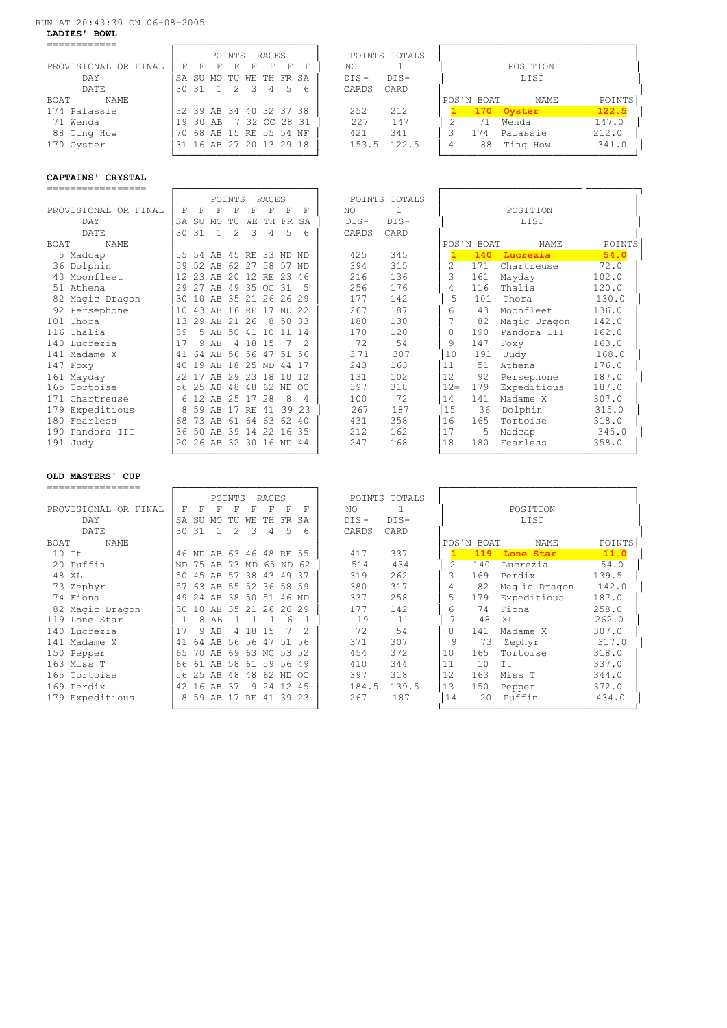RUN AT 20:43:30 ON 06-08-2005

**LADIES' BOWL**

| BOAT | NAME | F SA 30 | F SU 31 | F MO 1 | F TU 2 | F WE 3 | F TH 4 | F FR 5 | F SA 6 | NO DIS-CARDS | 1 DIS-CARD |
|---|---|---|---|---|---|---|---|---|---|---|---|
| 174 | Palassie | 32 | 39 | AB | 34 | 40 | 32 | 37 | 38 | 252 | 212 |
| 71 | Wenda | 19 | 30 | AB | 7 | 32 | OC | 28 | 31 | 227 | 147 |
| 88 | Ting How | 70 | 68 | AB | 15 | RE | 55 | 54 | NF | 421 | 341 |
| 170 | Oyster | 31 | 16 | AB | 27 | 20 | 13 | 29 | 18 | 153.5 | 122.5 |

POSITION LIST

| POS'N | BOAT | NAME | POINTS |
|---|---|---|---|
| **1** | **170** | **Oyster** | **122.5** |
| 2 | 71 | Wenda | 147.0 |
| 3 | 174 | Palassie | 212.0 |
| 4 | 88 | Ting How | 341.0 |

**CAPTAINS' CRYSTAL**

| BOAT | NAME | F SA 30 | F SU 31 | F MO 1 | F TU 2 | F WE 3 | F TH 4 | F FR 5 | F SA 6 | NO DIS-CARDS | 1 DIS-CARD |
|---|---|---|---|---|---|---|---|---|---|---|---|
| 5 | Madcap | 55 | 54 | AB | 45 | RE | 33 | ND | ND | 425 | 345 |
| 36 | Dolphin | 59 | 52 | AB | 62 | 27 | 58 | 57 | ND | 394 | 315 |
| 43 | Moonfleet | 12 | 23 | AB | 20 | 12 | RE | 23 | 46 | 216 | 136 |
| 51 | Athena | 29 | 27 | AB | 49 | 35 | OC | 31 | 5 | 256 | 176 |
| 82 | Magic Dragon | 30 | 10 | AB | 35 | 21 | 26 | 26 | 29 | 177 | 142 |
| 92 | Persephone | 10 | 43 | AB | 16 | RE | 17 | ND | 22 | 267 | 187 |
| 101 | Thora | 13 | 29 | AB | 21 | 26 | 8 | 50 | 33 | 180 | 130 |
| 116 | Thalia | 39 | 5 | AB | 50 | 41 | 10 | 11 | 14 | 170 | 120 |
| 140 | Lucrezia | 17 | 9 | AB | 4 | 18 | 15 | 7 | 2 | 72 | 54 |
| 141 | Madame X | 41 | 64 | AB | 56 | 56 | 47 | 51 | 56 | 371 | 307 |
| 147 | Foxy | 40 | 19 | AB | 18 | 25 | ND | 44 | 17 | 243 | 163 |
| 161 | Mayday | 22 | 17 | AB | 29 | 23 | 18 | 10 | 12 | 131 | 102 |
| 165 | Tortoise | 56 | 25 | AB | 48 | 62 | ND | OC | | 397 | 318 |
| 171 | Chartreuse | 6 | 12 | AB | 25 | 17 | 28 | 8 | 4 | 100 | 72 |
| 179 | Expeditious | 8 | 59 | AB | 17 | RE | 41 | 39 | 23 | 267 | 187 |
| 180 | Fearless | 68 | 73 | AB | 61 | 64 | 63 | 62 | 40 | 431 | 358 |
| 190 | Pandora III | 36 | 50 | AB | 39 | 14 | 22 | 16 | 35 | 212 | 162 |
| 191 | Judy | 20 | 26 | AB | 32 | 30 | 16 | ND | 44 | 247 | 168 |

POSITION LIST

| POS'N | BOAT | NAME | POINTS |
|---|---|---|---|
| **1** | **140** | **Lucrezia** | **54.0** |
| 2 | 171 | Chartreuse | 72.0 |
| 3 | 161 | Mayday | 102.0 |
| 4 | 116 | Thalia | 120.0 |
| 5 | 101 | Thora | 130.0 |
| 6 | 43 | Moonfleet | 136.0 |
| 7 | 82 | Magic Dragon | 142.0 |
| 8 | 190 | Pandora III | 162.0 |
| 9 | 147 | Foxy | 163.0 |
| 10 | 191 | Judy | 168.0 |
| 11 | 51 | Athena | 176.0 |
| 12 | 92 | Persephone | 187.0 |
| 12= | 179 | Expeditious | 187.0 |
| 14 | 141 | Madame X | 307.0 |
| 15 | 36 | Dolphin | 315.0 |
| 16 | 165 | Tortoise | 318.0 |
| 17 | 5 | Madcap | 345.0 |
| 18 | 180 | Fearless | 358.0 |

**OLD MASTERS' CUP**

| BOAT | NAME | F SA 30 | F SU 31 | F MO 1 | F TU 2 | F WE 3 | F TH 4 | F FR 5 | F SA 6 | NO DIS-CARDS | 1 DIS-CARD |
|---|---|---|---|---|---|---|---|---|---|---|---|
| 10 | It | 46 | ND | AB | 63 | 46 | 48 | RE | 55 | 417 | 337 |
| 20 | Puffin | ND | 75 | AB | 73 | ND | 65 | ND | 62 | 514 | 434 |
| 48 | XL | 50 | 45 | AB | 57 | 38 | 43 | 49 | 37 | 319 | 262 |
| 73 | Zephyr | 57 | 63 | AB | 55 | 52 | 36 | 58 | 59 | 380 | 317 |
| 74 | Fiona | 49 | 24 | AB | 38 | 50 | 51 | 46 | ND | 337 | 258 |
| 82 | Magic Dragon | 30 | 10 | AB | 35 | 21 | 26 | 26 | 29 | 177 | 142 |
| 119 | Lone Star | 1 | 8 | AB | 1 | 1 | 1 | 6 | 1 | 19 | 11 |
| 140 | Lucrezia | 17 | 9 | AB | 4 | 18 | 15 | 7 | 2 | 72 | 54 |
| 141 | Madame X | 41 | 64 | AB | 56 | 56 | 47 | 51 | 56 | 371 | 307 |
| 150 | Pepper | 65 | 70 | AB | 69 | 63 | NC | 53 | 52 | 454 | 372 |
| 163 | Miss T | 66 | 61 | AB | 58 | 61 | 59 | 56 | 49 | 410 | 344 |
| 165 | Tortoise | 56 | 25 | AB | 48 | 48 | 62 | ND | OC | 397 | 318 |
| 169 | Perdix | 42 | 16 | AB | 37 | 9 | 24 | 12 | 45 | 184.5 | 139.5 |
| 179 | Expeditious | 8 | 59 | AB | 17 | RE | 41 | 39 | 23 | 267 | 187 |

POSITION LIST

| POS'N | BOAT | NAME | POINTS |
|---|---|---|---|
| **1** | **119** | **Lone Star** | **11.0** |
| 2 | 140 | Lucrezia | 54.0 |
| 3 | 169 | Perdix | 139.5 |
| 4 | 82 | Mag ic Dragon | 142.0 |
| 5 | 179 | Expeditious | 187.0 |
| 6 | 74 | Fiona | 258.0 |
| 7 | 48 | XL | 262.0 |
| 8 | 141 | Madame X | 307.0 |
| 9 | 73 | Zephyr | 317.0 |
| 10 | 165 | Tortoise | 318.0 |
| 11 | 10 | It | 337.0 |
| 12 | 163 | Miss T | 344.0 |
| 13 | 150 | Pepper | 372.0 |
| 14 | 20 | Puffin | 434.0 |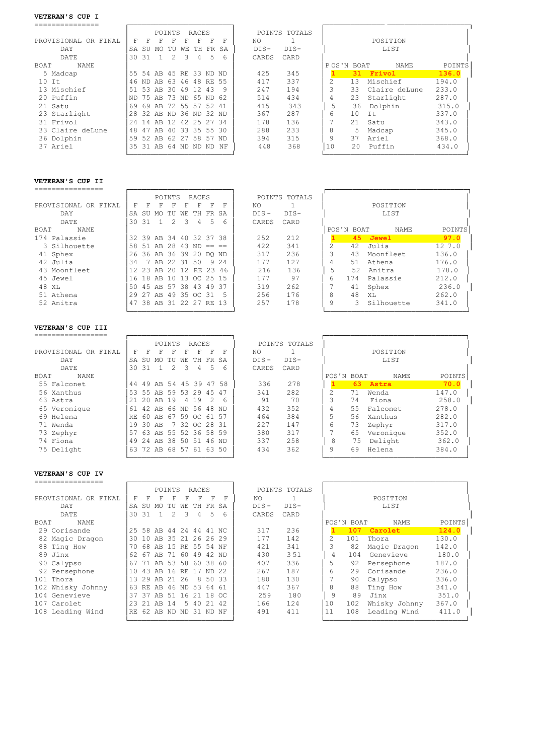## VETERAN'S CUP I

| BOAT | NAME | F SA 30 | F SU 31 | F MO 1 | F TU 2 | F WE 3 | F TH 4 | F FR 5 | F SA 6 | NO DIS- CARDS | 1 DIS- CARD |
|---|---|---|---|---|---|---|---|---|---|---|---|
| 5 | Madcap | 55 | 54 | AB | 45 | RE | 33 | ND | ND | 425 | 345 |
| 10 | It | 46 | ND | AB | 63 | 46 | 48 | RE | 55 | 417 | 337 |
| 13 | Mischief | 51 | 53 | AB | 30 | 49 | 12 | 43 | 9 | 247 | 194 |
| 20 | Puffin | ND | 75 | AB | 73 | ND | 65 | ND | 62 | 514 | 434 |
| 21 | Satu | 69 | 69 | AB | 72 | 55 | 57 | 52 | 41 | 415 | 343 |
| 23 | Starlight | 28 | 32 | AB | ND | 36 | ND | 32 | ND | 367 | 287 |
| 31 | Frivol | 24 | 14 | AB | 12 | 42 | 25 | 27 | 34 | 178 | 136 |
| 33 | Claire deLune | 48 | 47 | AB | 40 | 33 | 35 | 55 | 30 | 288 | 233 |
| 36 | Dolphin | 59 | 52 | AB | 62 | 27 | 58 | 57 | ND | 394 | 315 |
| 37 | Ariel | 35 | 31 | AB | 64 | ND | ND | ND | NF | 448 | 368 |

POSITION LIST

| POS'N | BOAT | NAME | POINTS |
|---|---|---|---|
| **1** | **31** | **Frivol** | **136.0** |
| 2 | 13 | Mischief | 194.0 |
| 3 | 33 | Claire deLune | 233.0 |
| 4 | 23 | Starlight | 287.0 |
| 5 | 36 | Dolphin | 315.0 |
| 6 | 10 | It | 337.0 |
| 7 | 21 | Satu | 343.0 |
| 8 | 5 | Madcap | 345.0 |
| 9 | 37 | Ariel | 368.0 |
| 10 | 20 | Puffin | 434.0 |

## VETERAN'S CUP II

| BOAT | NAME | F SA 30 | F SU 31 | F MO 1 | F TU 2 | F WE 3 | F TH 4 | F FR 5 | F SA 6 | NO DIS- CARDS | 1 DIS- CARD |
|---|---|---|---|---|---|---|---|---|---|---|---|
| 174 | Palassie | 32 | 39 | AB | 34 | 40 | 32 | 37 | 38 | 252 | 212 |
| 3 | Silhouette | 58 | 51 | AB | 28 | 43 | ND | == | == | 422 | 341 |
| 41 | Sphex | 26 | 36 | AB | 36 | 39 | 20 | DQ | ND | 317 | 236 |
| 42 | Julia | 34 | 7 | AB | 22 | 31 | 50 | 9 | 24 | 177 | 127 |
| 43 | Moonfleet | 12 | 23 | AB | 20 | 12 | RE | 23 | 46 | 216 | 136 |
| 45 | Jewel | 16 | 18 | AB | 10 | 13 | OC | 25 | 15 | 177 | 97 |
| 48 | XL | 50 | 45 | AB | 57 | 38 | 43 | 49 | 37 | 319 | 262 |
| 51 | Athena | 29 | 27 | AB | 49 | 35 | OC | 31 | 5 | 256 | 176 |
| 52 | Anitra | 47 | 38 | AB | 31 | 22 | 27 | RE | 13 | 257 | 178 |

POSITION LIST

| POS'N | BOAT | NAME | POINTS |
|---|---|---|---|
| **1** | **45** | **Jewel** | **97.0** |
| 2 | 42 | Julia | 12 7.0 |
| 3 | 43 | Moonfleet | 136.0 |
| 4 | 51 | Athena | 176.0 |
| 5 | 52 | Anitra | 178.0 |
| 6 | 174 | Palassie | 212.0 |
| 7 | 41 | Sphex | 236.0 |
| 8 | 48 | XL | 262.0 |
| 9 | 3 | Silhouette | 341.0 |

## VETERAN'S CUP III

| BOAT | NAME | F SA 30 | F SU 31 | F MO 1 | F TU 2 | F WE 3 | F TH 4 | F FR 5 | F SA 6 | NO DIS- CARDS | 1 DIS- CARD |
|---|---|---|---|---|---|---|---|---|---|---|---|
| 55 | Falconet | 44 | 49 | AB | 54 | 45 | 39 | 47 | 58 | 336 | 278 |
| 56 | Xanthus | 53 | 55 | AB | 59 | 53 | 29 | 45 | 47 | 341 | 282 |
| 63 | Astra | 21 | 20 | AB | 19 | 4 | 19 | 2 | 6 | 91 | 70 |
| 65 | Veronique | 61 | 42 | AB | 66 | ND | 56 | 48 | ND | 432 | 352 |
| 69 | Helena | RE | 60 | AB | 67 | 59 | OC | 61 | 57 | 464 | 384 |
| 71 | Wenda | 19 | 30 | AB | 7 | 32 | OC | 28 | 31 | 227 | 147 |
| 73 | Zephyr | 57 | 63 | AB | 55 | 52 | 36 | 58 | 59 | 380 | 317 |
| 74 | Fiona | 49 | 24 | AB | 38 | 50 | 51 | 46 | ND | 337 | 258 |
| 75 | Delight | 63 | 72 | AB | 68 | 57 | 61 | 63 | 50 | 434 | 362 |

POSITION LIST

| POS'N | BOAT | NAME | POINTS |
|---|---|---|---|
| **1** | **63** | **Astra** | **70.0** |
| 2 | 71 | Wenda | 147.0 |
| 3 | 74 | Fiona | 258.0 |
| 4 | 55 | Falconet | 278.0 |
| 5 | 56 | Xanthus | 282.0 |
| 6 | 73 | Zephyr | 317.0 |
| 7 | 65 | Veronique | 352.0 |
| 8 | 75 | Delight | 362.0 |
| 9 | 69 | Helena | 384.0 |

## VETERAN'S CUP IV

| BOAT | NAME | F SA 30 | F SU 31 | F MO 1 | F TU 2 | F WE 3 | F TH 4 | F FR 5 | F SA 6 | NO DIS- CARDS | 1 DIS- CARD |
|---|---|---|---|---|---|---|---|---|---|---|---|
| 29 | Corisande | 25 | 58 | AB | 44 | 24 | 44 | 41 | NC | 317 | 236 |
| 82 | Magic Dragon | 30 | 10 | AB | 35 | 21 | 26 | 26 | 29 | 177 | 142 |
| 88 | Ting How | 70 | 68 | AB | 15 | RE | 55 | 54 | NF | 421 | 341 |
| 89 | Jinx | 62 | 67 | AB | 71 | 60 | 49 | 42 | ND | 430 | 351 |
| 90 | Calypso | 67 | 71 | AB | 53 | 58 | 60 | 38 | 60 | 407 | 336 |
| 92 | Persephone | 10 | 43 | AB | 16 | RE | 17 | ND | 22 | 267 | 187 |
| 101 | Thora | 13 | 29 | AB | 21 | 26 | 8 | 50 | 33 | 180 | 130 |
| 102 | Whisky Johnny | 63 | RE | AB | 46 | ND | 53 | 64 | 61 | 447 | 367 |
| 104 | Genevieve | 37 | 37 | AB | 51 | 16 | 21 | 18 | OC | 259 | 180 |
| 107 | Carolet | 23 | 21 | AB | 14 | 5 | 40 | 21 | 42 | 166 | 124 |
| 108 | Leading Wind | RE | 62 | AB | ND | ND | 31 | ND | NF | 491 | 411 |

POSITION LIST

| POS'N | BOAT | NAME | POINTS |
|---|---|---|---|
| **1** | **107** | **Carolet** | **124.0** |
| 2 | 101 | Thora | 130.0 |
| 3 | 82 | Magic Dragon | 142.0 |
| 4 | 104 | Genevieve | 180.0 |
| 5 | 92 | Persephone | 187.0 |
| 6 | 29 | Corisande | 236.0 |
| 7 | 90 | Calypso | 336.0 |
| 8 | 88 | Ting How | 341.0 |
| 9 | 89 | Jinx | 351.0 |
| 10 | 102 | Whisky Johnny | 367.0 |
| 11 | 108 | Leading Wind | 411.0 |